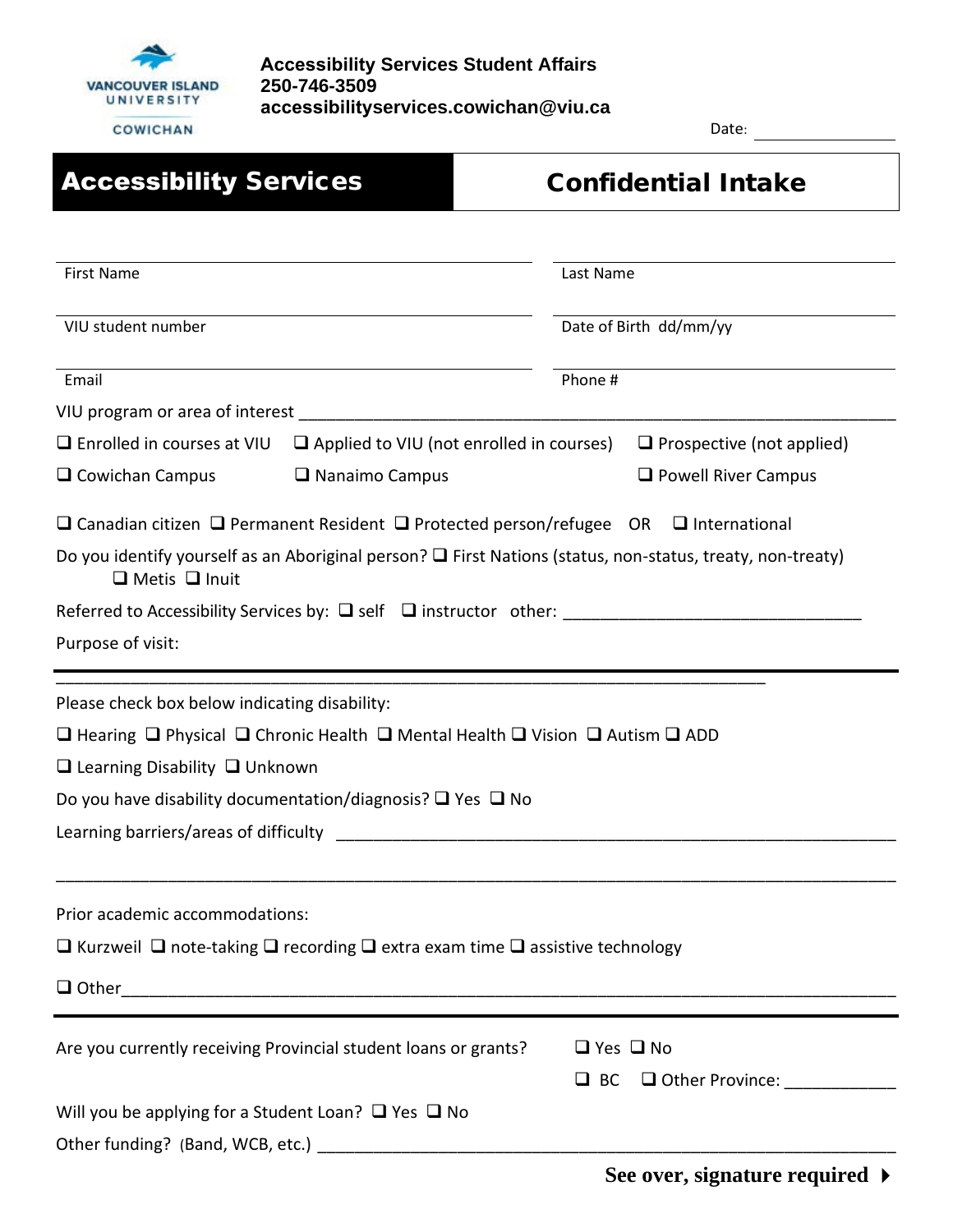VANCOUVER ISLAND UNIVERSITY COWICHAN

**Accessibility Services Student Affairs**
**250-746-3509**
**accessibilityservices.cowichan@viu.ca**

Date: ________________

# Accessibility Services | Confidential Intake

First Name ______________________ Last Name ______________________

VIU student number ______________________ Date of Birth dd/mm/yy ______________________

Email ______________________ Phone # ______________________

VIU program or area of interest ____________________________________________

❑ Enrolled in courses at VIU ❑ Applied to VIU (not enrolled in courses) ❑ Prospective (not applied)

❑ Cowichan Campus ❑ Nanaimo Campus ❑ Powell River Campus

❑ Canadian citizen ❑ Permanent Resident ❑ Protected person/refugee OR ❑ International

Do you identify yourself as an Aboriginal person? ❑ First Nations (status, non-status, treaty, non-treaty) ❑ Metis ❑ Inuit

Referred to Accessibility Services by: ❑ self ❑ instructor other: ______________________________

Purpose of visit:

______________________________________________________________________

Please check box below indicating disability:

❑ Hearing ❑ Physical ❑ Chronic Health ❑ Mental Health ❑ Vision ❑ Autism ❑ ADD

❑ Learning Disability ❑ Unknown

Do you have disability documentation/diagnosis? ❑ Yes ❑ No

Learning barriers/areas of difficulty ____________________________________________

______________________________________________________________________

Prior academic accommodations:

❑ Kurzweil ❑ note-taking ❑ recording ❑ extra exam time ❑ assistive technology

❑ Other______________________________________________________________

Are you currently receiving Provincial student loans or grants? ❑ Yes ❑ No

❑ BC ❑ Other Province: ____________

Will you be applying for a Student Loan? ❑ Yes ❑ No

Other funding? (Band, WCB, etc.) ____________________________________________

**See over, signature required ▸**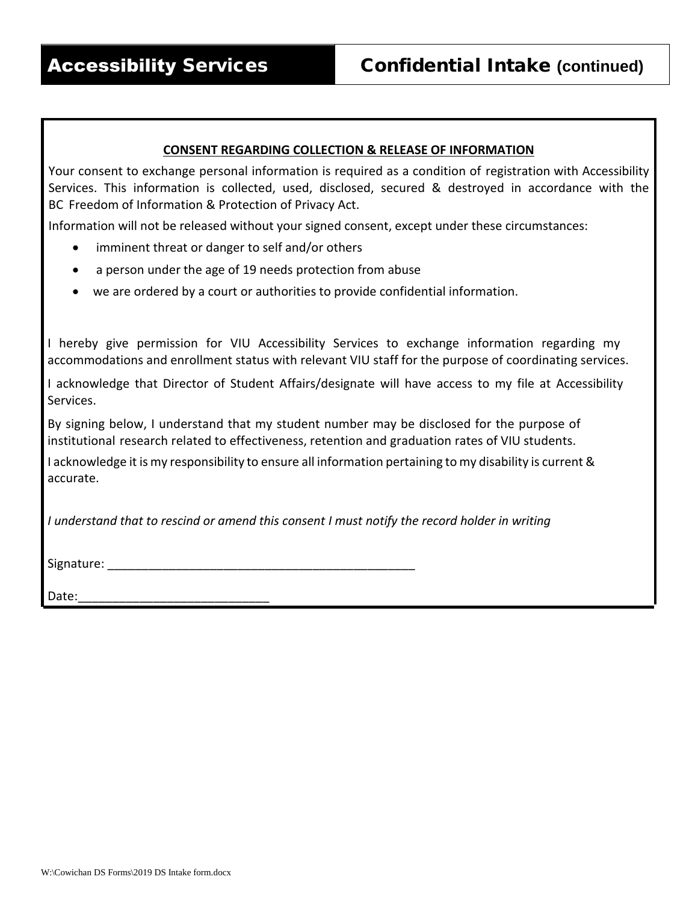# Accessibility Services — Confidential Intake (continued)

**CONSENT REGARDING COLLECTION & RELEASE OF INFORMATION**

Your consent to exchange personal information is required as a condition of registration with Accessibility Services. This information is collected, used, disclosed, secured & destroyed in accordance with the BC Freedom of Information & Protection of Privacy Act.

Information will not be released without your signed consent, except under these circumstances:

- imminent threat or danger to self and/or others
- a person under the age of 19 needs protection from abuse
- we are ordered by a court or authorities to provide confidential information.

I hereby give permission for VIU Accessibility Services to exchange information regarding my accommodations and enrollment status with relevant VIU staff for the purpose of coordinating services.

I acknowledge that Director of Student Affairs/designate will have access to my file at Accessibility Services.

By signing below, I understand that my student number may be disclosed for the purpose of institutional research related to effectiveness, retention and graduation rates of VIU students.

I acknowledge it is my responsibility to ensure all information pertaining to my disability is current & accurate.

*I understand that to rescind or amend this consent I must notify the record holder in writing*

Signature: _______________________________________________

Date:____________________________

W:\Cowichan DS Forms\2019 DS Intake form.docx